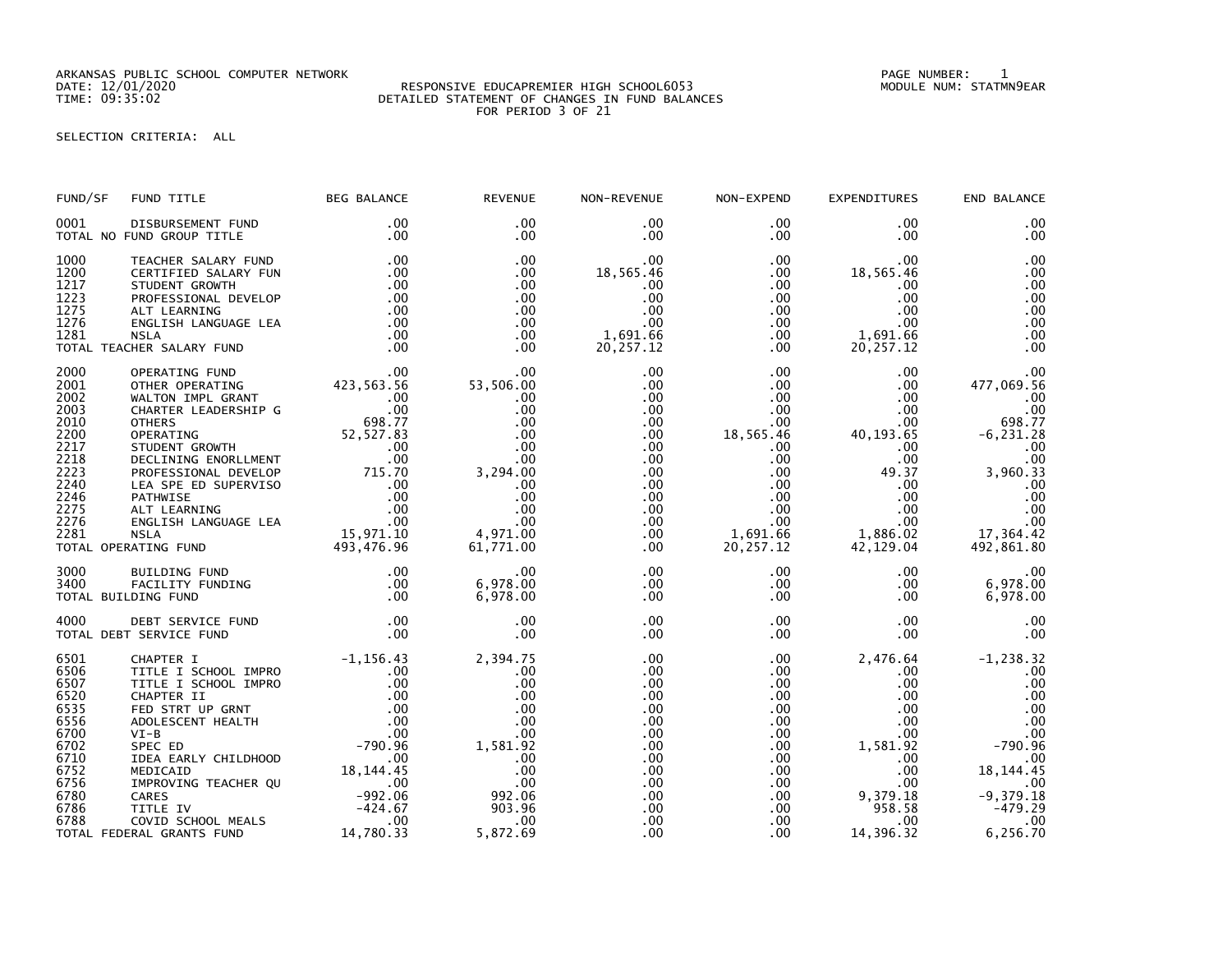ARKANSAS PUBLIC SCHOOL COMPUTER NETWORK
DATE: 12/01/2020
TIME: 09:35:02

RESPONSIVE EDUCAPREMIER HIGH SCHOOL6053
DETAILED STATEMENT OF CHANGES IN FUND BALANCES
FOR PERIOD 3 OF 21

PAGE NUMBER: 1
MODULE NUM: STATMN9EAR

SELECTION CRITERIA: ALL

| FUND/SF | FUND TITLE | BEG BALANCE | REVENUE | NON-REVENUE | NON-EXPEND | EXPENDITURES | END BALANCE |
|---|---|---|---|---|---|---|---|
| 0001 | DISBURSEMENT FUND | .00 | .00 | .00 | .00 | .00 | .00 |
| TOTAL NO FUND GROUP TITLE | | .00 | .00 | .00 | .00 | .00 | .00 |
| 1000 | TEACHER SALARY FUND | .00 | .00 | .00 | .00 | .00 | .00 |
| 1200 | CERTIFIED SALARY FUN | .00 | .00 | 18,565.46 | .00 | 18,565.46 | .00 |
| 1217 | STUDENT GROWTH | .00 | .00 | .00 | .00 | .00 | .00 |
| 1223 | PROFESSIONAL DEVELOP | .00 | .00 | .00 | .00 | .00 | .00 |
| 1275 | ALT LEARNING | .00 | .00 | .00 | .00 | .00 | .00 |
| 1276 | ENGLISH LANGUAGE LEA | .00 | .00 | .00 | .00 | .00 | .00 |
| 1281 | NSLA | .00 | .00 | 1,691.66 | .00 | 1,691.66 | .00 |
| TOTAL TEACHER SALARY FUND | | .00 | .00 | 20,257.12 | .00 | 20,257.12 | .00 |
| 2000 | OPERATING FUND | .00 | .00 | .00 | .00 | .00 | .00 |
| 2001 | OTHER OPERATING | 423,563.56 | 53,506.00 | .00 | .00 | .00 | 477,069.56 |
| 2002 | WALTON IMPL GRANT | .00 | .00 | .00 | .00 | .00 | .00 |
| 2003 | CHARTER LEADERSHIP G | .00 | .00 | .00 | .00 | .00 | .00 |
| 2010 | OTHERS | 698.77 | .00 | .00 | .00 | .00 | 698.77 |
| 2200 | OPERATING | 52,527.83 | .00 | .00 | 18,565.46 | 40,193.65 | -6,231.28 |
| 2217 | STUDENT GROWTH | .00 | .00 | .00 | .00 | .00 | .00 |
| 2218 | DECLINING ENORLLMENT | .00 | .00 | .00 | .00 | .00 | .00 |
| 2223 | PROFESSIONAL DEVELOP | 715.70 | 3,294.00 | .00 | .00 | 49.37 | 3,960.33 |
| 2240 | LEA SPE ED SUPERVISO | .00 | .00 | .00 | .00 | .00 | .00 |
| 2246 | PATHWISE | .00 | .00 | .00 | .00 | .00 | .00 |
| 2275 | ALT LEARNING | .00 | .00 | .00 | .00 | .00 | .00 |
| 2276 | ENGLISH LANGUAGE LEA | .00 | .00 | .00 | .00 | .00 | .00 |
| 2281 | NSLA | 15,971.10 | 4,971.00 | .00 | 1,691.66 | 1,886.02 | 17,364.42 |
| TOTAL OPERATING FUND | | 493,476.96 | 61,771.00 | .00 | 20,257.12 | 42,129.04 | 492,861.80 |
| 3000 | BUILDING FUND | .00 | .00 | .00 | .00 | .00 | .00 |
| 3400 | FACILITY FUNDING | .00 | 6,978.00 | .00 | .00 | .00 | 6,978.00 |
| TOTAL BUILDING FUND | | .00 | 6,978.00 | .00 | .00 | .00 | 6,978.00 |
| 4000 | DEBT SERVICE FUND | .00 | .00 | .00 | .00 | .00 | .00 |
| TOTAL DEBT SERVICE FUND | | .00 | .00 | .00 | .00 | .00 | .00 |
| 6501 | CHAPTER I | -1,156.43 | 2,394.75 | .00 | .00 | 2,476.64 | -1,238.32 |
| 6506 | TITLE I SCHOOL IMPRO | .00 | .00 | .00 | .00 | .00 | .00 |
| 6507 | TITLE I SCHOOL IMPRO | .00 | .00 | .00 | .00 | .00 | .00 |
| 6520 | CHAPTER II | .00 | .00 | .00 | .00 | .00 | .00 |
| 6535 | FED STRT UP GRNT | .00 | .00 | .00 | .00 | .00 | .00 |
| 6556 | ADOLESCENT HEALTH | .00 | .00 | .00 | .00 | .00 | .00 |
| 6700 | VI-B | .00 | .00 | .00 | .00 | .00 | .00 |
| 6702 | SPEC ED | -790.96 | 1,581.92 | .00 | .00 | 1,581.92 | -790.96 |
| 6710 | IDEA EARLY CHILDHOOD | .00 | .00 | .00 | .00 | .00 | .00 |
| 6752 | MEDICAID | 18,144.45 | .00 | .00 | .00 | .00 | 18,144.45 |
| 6756 | IMPROVING TEACHER QU | .00 | .00 | .00 | .00 | .00 | .00 |
| 6780 | CARES | -992.06 | 992.06 | .00 | .00 | 9,379.18 | -9,379.18 |
| 6786 | TITLE IV | -424.67 | 903.96 | .00 | .00 | 958.58 | -479.29 |
| 6788 | COVID SCHOOL MEALS | .00 | .00 | .00 | .00 | .00 | .00 |
| TOTAL FEDERAL GRANTS FUND | | 14,780.33 | 5,872.69 | .00 | .00 | 14,396.32 | 6,256.70 |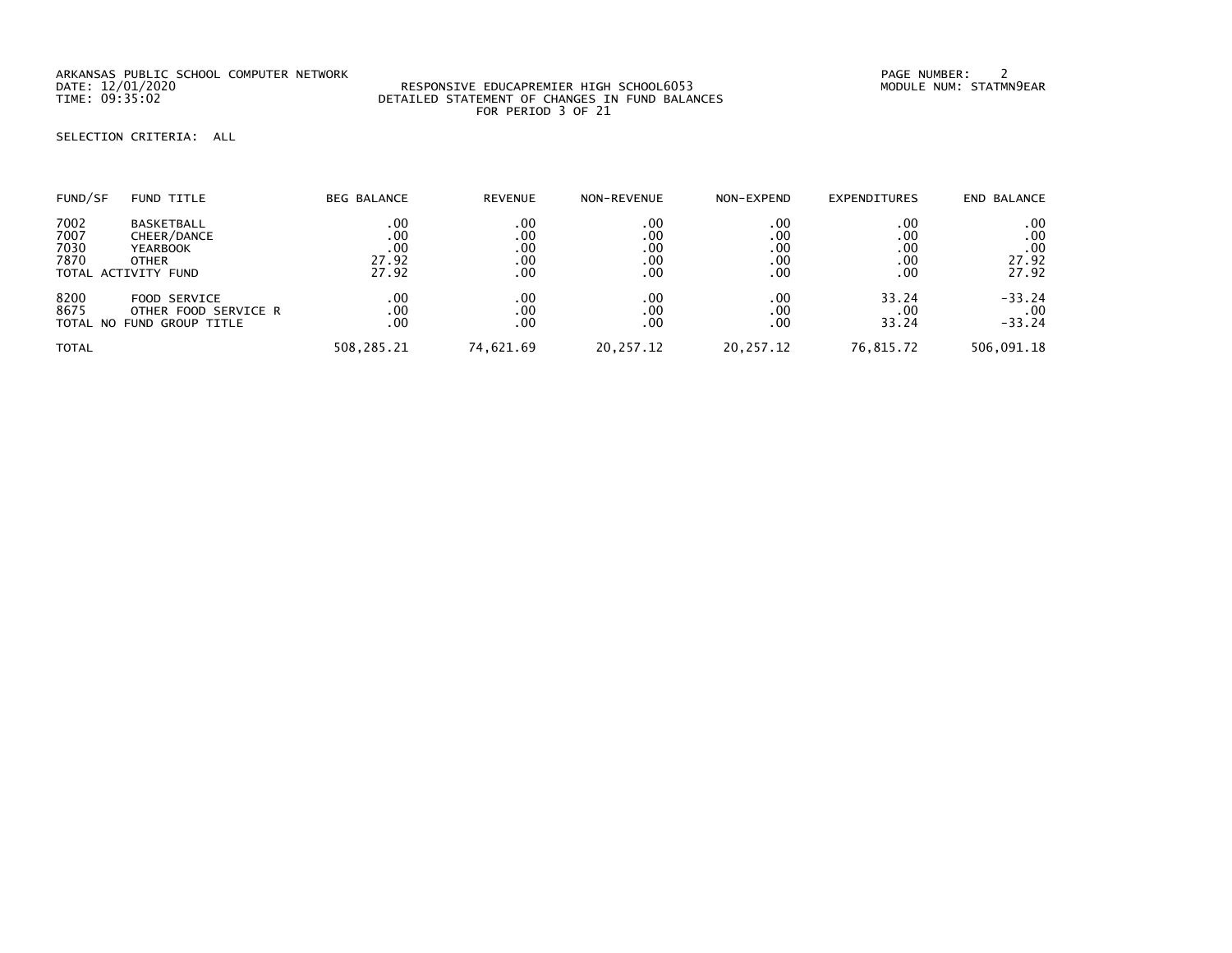ARKANSAS PUBLIC SCHOOL COMPUTER NETWORK
DATE: 12/01/2020
TIME: 09:35:02

RESPONSIVE EDUCAPREMIER HIGH SCHOOL6053
DETAILED STATEMENT OF CHANGES IN FUND BALANCES
FOR PERIOD 3 OF 21

PAGE NUMBER: 2
MODULE NUM: STATMN9EAR

SELECTION CRITERIA: ALL

| FUND/SF | FUND TITLE | BEG BALANCE | REVENUE | NON-REVENUE | NON-EXPEND | EXPENDITURES | END BALANCE |
|---|---|---|---|---|---|---|---|
| 7002 | BASKETBALL | .00 | .00 | .00 | .00 | .00 | .00 |
| 7007 | CHEER/DANCE | .00 | .00 | .00 | .00 | .00 | .00 |
| 7030 | YEARBOOK | .00 | .00 | .00 | .00 | .00 | .00 |
| 7870 | OTHER | 27.92 | .00 | .00 | .00 | .00 | 27.92 |
| TOTAL ACTIVITY FUND | | 27.92 | .00 | .00 | .00 | .00 | 27.92 |
| 8200 | FOOD SERVICE | .00 | .00 | .00 | .00 | 33.24 | -33.24 |
| 8675 | OTHER FOOD SERVICE R | .00 | .00 | .00 | .00 | .00 | .00 |
| TOTAL NO FUND GROUP TITLE | | .00 | .00 | .00 | .00 | 33.24 | -33.24 |
| TOTAL | | 508,285.21 | 74,621.69 | 20,257.12 | 20,257.12 | 76,815.72 | 506,091.18 |